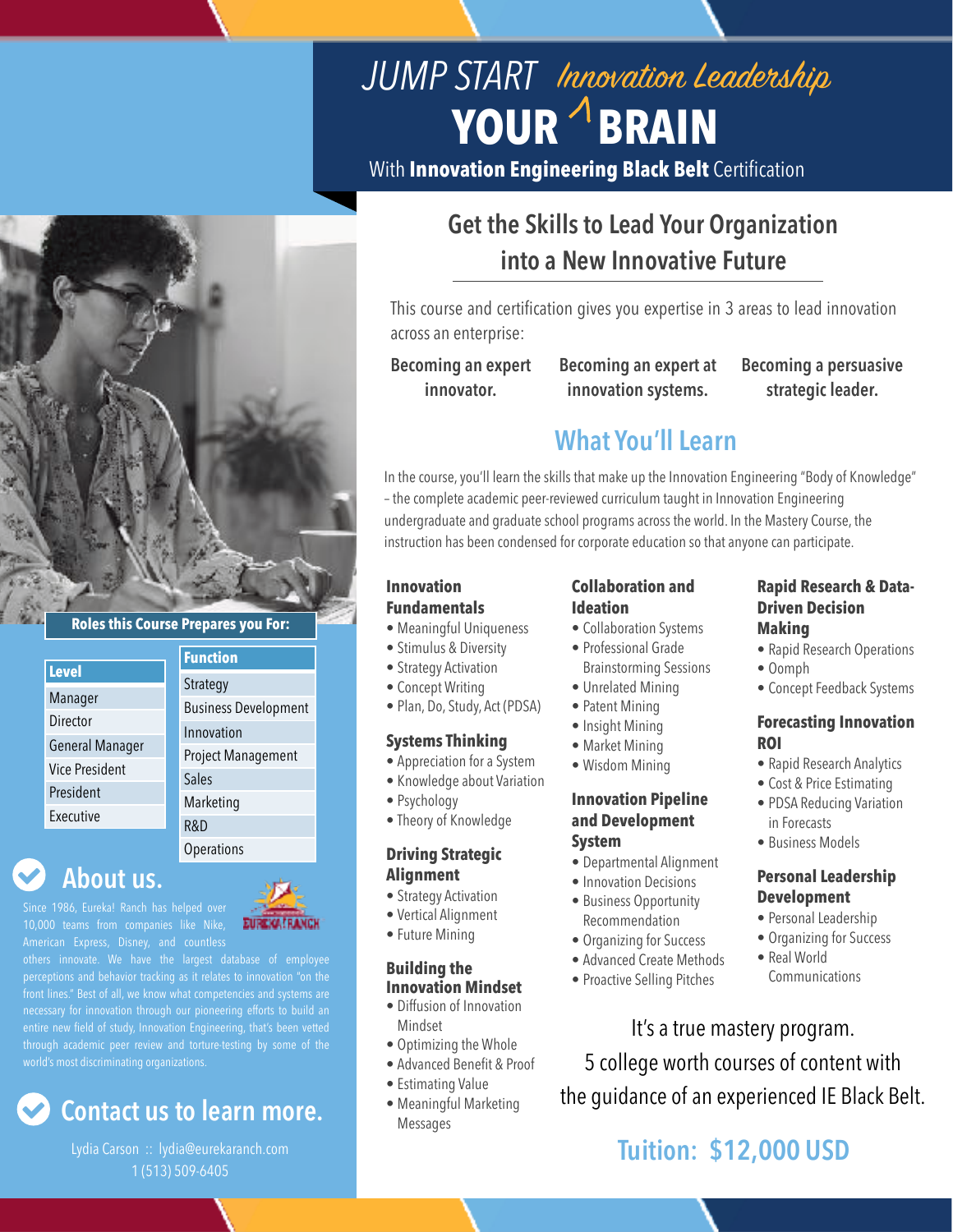# JUMP START YOUR ^Innovation Leadership BRAIN

With **Innovation Engineering Black Belt** Certification

## Get the Skills to Lead Your Organization into a New Innovative Future

This course and certification gives you expertise in 3 areas to lead innovation across an enterprise:

**Becoming an expert innovator.** **Becoming an expert at innovation systems.** **Becoming a persuasive strategic leader.**

## What You'll Learn

In the course, you'll learn the skills that make up the Innovation Engineering "Body of Knowledge" – the complete academic peer-reviewed curriculum taught in Innovation Engineering undergraduate and graduate school programs across the world. In the Mastery Course, the instruction has been condensed for corporate education so that anyone can participate.

### Innovation Fundamentals
- Meaningful Uniqueness
- Stimulus & Diversity
- Strategy Activation
- Concept Writing
- Plan, Do, Study, Act (PDSA)

### Systems Thinking
- Appreciation for a System
- Knowledge about Variation
- Psychology
- Theory of Knowledge

### Driving Strategic Alignment
- Strategy Activation
- Vertical Alignment
- Future Mining

### Building the Innovation Mindset
- Diffusion of Innovation Mindset
- Optimizing the Whole
- Advanced Benefit & Proof
- Estimating Value
- Meaningful Marketing Messages

### Collaboration and Ideation
- Collaboration Systems
- Professional Grade Brainstorming Sessions
- Unrelated Mining
- Patent Mining
- Insight Mining
- Market Mining
- Wisdom Mining

### Innovation Pipeline and Development System
- Departmental Alignment
- Innovation Decisions
- Business Opportunity Recommendation
- Organizing for Success
- Advanced Create Methods
- Proactive Selling Pitches

### Rapid Research & Data-Driven Decision Making
- Rapid Research Operations
- Oomph
- Concept Feedback Systems

### Forecasting Innovation ROI
- Rapid Research Analytics
- Cost & Price Estimating
- PDSA Reducing Variation in Forecasts
- Business Models

### Personal Leadership Development
- Personal Leadership
- Organizing for Success
- Real World Communications

It's a true mastery program.
5 college worth courses of content with the guidance of an experienced IE Black Belt.

## Tuition: $12,000 USD

**Roles this Course Prepares you For:**

| Level | Function |
|---|---|
| Manager | Strategy |
| Director | Business Development |
| General Manager | Innovation |
| Vice President | Project Management |
| President | Sales |
| Executive | Marketing |
| | R&D |
| | Operations |

## About us.

Since 1986, Eureka! Ranch has helped over 10,000 teams from companies like Nike, American Express, Disney, and countless others innovate. We have the largest database of employee perceptions and behavior tracking as it relates to innovation "on the front lines." Best of all, we know what competencies and systems are necessary for innovation through our pioneering efforts to build an entire new field of study, Innovation Engineering, that's been vetted through academic peer review and torture-testing by some of the world's most discriminating organizations.

## Contact us to learn more.

Lydia Carson :: lydia@eurekaranch.com
1 (513) 509-6405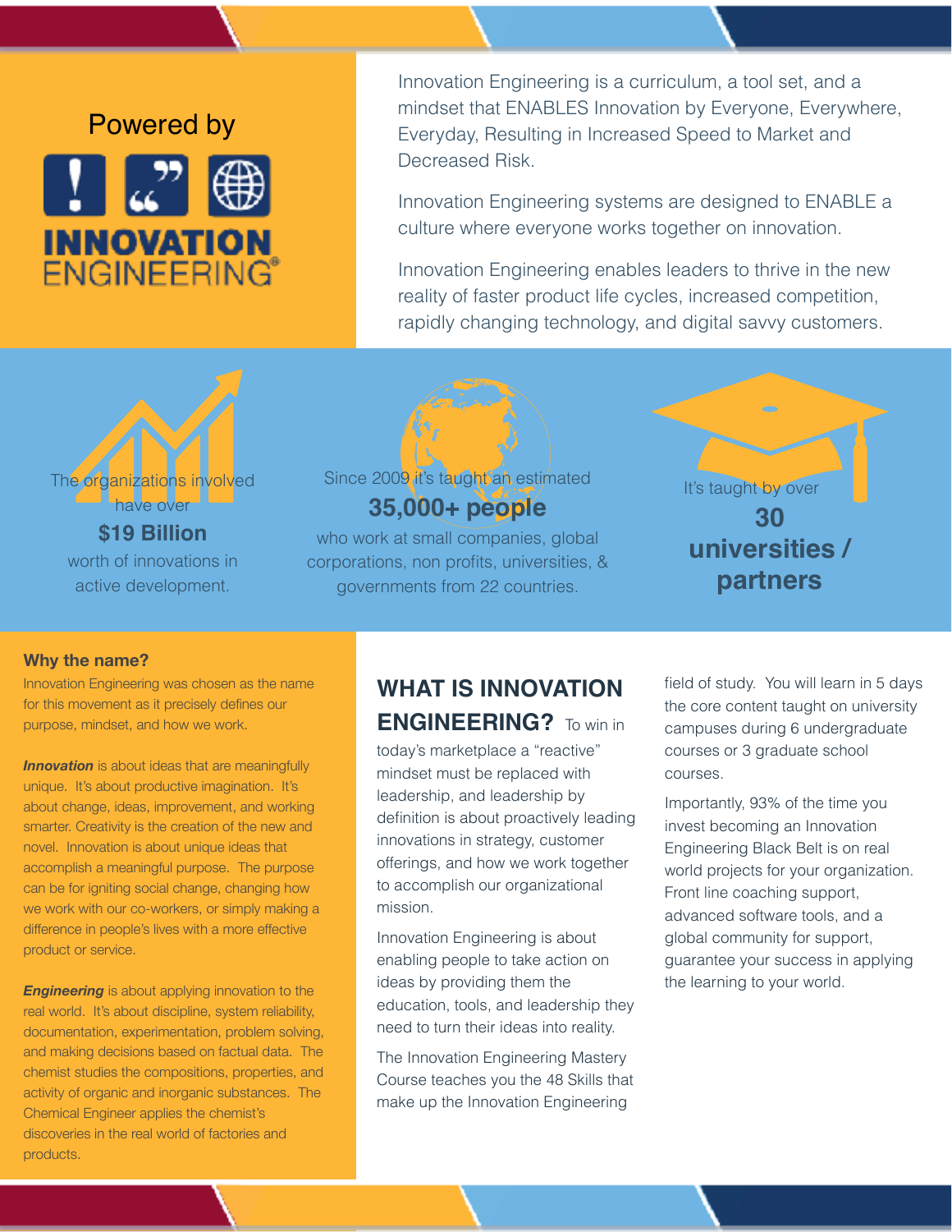Powered by

**INNOVATION ENGINEERING®**

Innovation Engineering is a curriculum, a tool set, and a mindset that ENABLES Innovation by Everyone, Everywhere, Everyday, Resulting in Increased Speed to Market and Decreased Risk.

Innovation Engineering systems are designed to ENABLE a culture where everyone works together on innovation.

Innovation Engineering enables leaders to thrive in the new reality of faster product life cycles, increased competition, rapidly changing technology, and digital savvy customers.

The organizations involved have over **$19 Billion** worth of innovations in active development.

Since 2009 it's taught an estimated **35,000+ people** who work at small companies, global corporations, non profits, universities, & governments from 22 countries.

It's taught by over **30 universities / partners**

### Why the name?

Innovation Engineering was chosen as the name for this movement as it precisely defines our purpose, mindset, and how we work.

***Innovation*** is about ideas that are meaningfully unique. It's about productive imagination. It's about change, ideas, improvement, and working smarter. Creativity is the creation of the new and novel. Innovation is about unique ideas that accomplish a meaningful purpose. The purpose can be for igniting social change, changing how we work with our co-workers, or simply making a difference in people's lives with a more effective product or service.

***Engineering*** is about applying innovation to the real world. It's about discipline, system reliability, documentation, experimentation, problem solving, and making decisions based on factual data. The chemist studies the compositions, properties, and activity of organic and inorganic substances. The Chemical Engineer applies the chemist's discoveries in the real world of factories and products.

## WHAT IS INNOVATION ENGINEERING?

To win in today's marketplace a "reactive" mindset must be replaced with leadership, and leadership by definition is about proactively leading innovations in strategy, customer offerings, and how we work together to accomplish our organizational mission.

Innovation Engineering is about enabling people to take action on ideas by providing them the education, tools, and leadership they need to turn their ideas into reality.

The Innovation Engineering Mastery Course teaches you the 48 Skills that make up the Innovation Engineering field of study. You will learn in 5 days the core content taught on university campuses during 6 undergraduate courses or 3 graduate school courses.

Importantly, 93% of the time you invest becoming an Innovation Engineering Black Belt is on real world projects for your organization. Front line coaching support, advanced software tools, and a global community for support, guarantee your success in applying the learning to your world.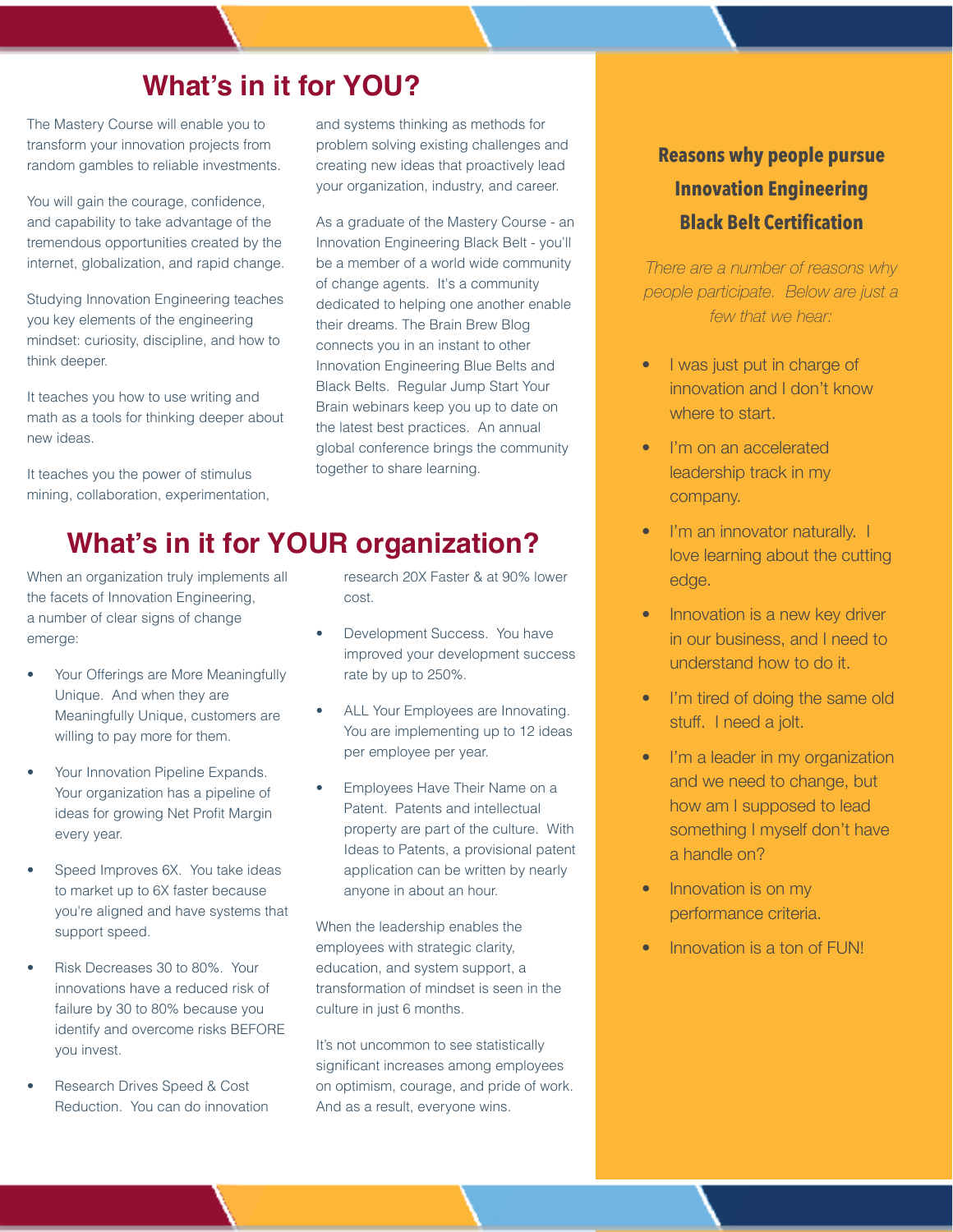## What's in it for YOU?

The Mastery Course will enable you to transform your innovation projects from random gambles to reliable investments.

You will gain the courage, confidence, and capability to take advantage of the tremendous opportunities created by the internet, globalization, and rapid change.

Studying Innovation Engineering teaches you key elements of the engineering mindset: curiosity, discipline, and how to think deeper.

It teaches you how to use writing and math as a tools for thinking deeper about new ideas.

It teaches you the power of stimulus mining, collaboration, experimentation, and systems thinking as methods for problem solving existing challenges and creating new ideas that proactively lead your organization, industry, and career.

As a graduate of the Mastery Course - an Innovation Engineering Black Belt - you'll be a member of a world wide community of change agents. It's a community dedicated to helping one another enable their dreams. The Brain Brew Blog connects you in an instant to other Innovation Engineering Blue Belts and Black Belts. Regular Jump Start Your Brain webinars keep you up to date on the latest best practices. An annual global conference brings the community together to share learning.

## What's in it for YOUR organization?

When an organization truly implements all the facets of Innovation Engineering, a number of clear signs of change emerge:

- Your Offerings are More Meaningfully Unique. And when they are Meaningfully Unique, customers are willing to pay more for them.
- Your Innovation Pipeline Expands. Your organization has a pipeline of ideas for growing Net Profit Margin every year.
- Speed Improves 6X. You take ideas to market up to 6X faster because you're aligned and have systems that support speed.
- Risk Decreases 30 to 80%. Your innovations have a reduced risk of failure by 30 to 80% because you identify and overcome risks BEFORE you invest.
- Research Drives Speed & Cost Reduction. You can do innovation research 20X Faster & at 90% lower cost.
- Development Success. You have improved your development success rate by up to 250%.
- ALL Your Employees are Innovating. You are implementing up to 12 ideas per employee per year.
- Employees Have Their Name on a Patent. Patents and intellectual property are part of the culture. With Ideas to Patents, a provisional patent application can be written by nearly anyone in about an hour.

When the leadership enables the employees with strategic clarity, education, and system support, a transformation of mindset is seen in the culture in just 6 months.

It's not uncommon to see statistically significant increases among employees on optimism, courage, and pride of work. And as a result, everyone wins.

### Reasons why people pursue Innovation Engineering Black Belt Certification

*There are a number of reasons why people participate. Below are just a few that we hear:*

- I was just put in charge of innovation and I don't know where to start.
- I'm on an accelerated leadership track in my company.
- I'm an innovator naturally. I love learning about the cutting edge.
- Innovation is a new key driver in our business, and I need to understand how to do it.
- I'm tired of doing the same old stuff. I need a jolt.
- I'm a leader in my organization and we need to change, but how am I supposed to lead something I myself don't have a handle on?
- Innovation is on my performance criteria.
- Innovation is a ton of FUN!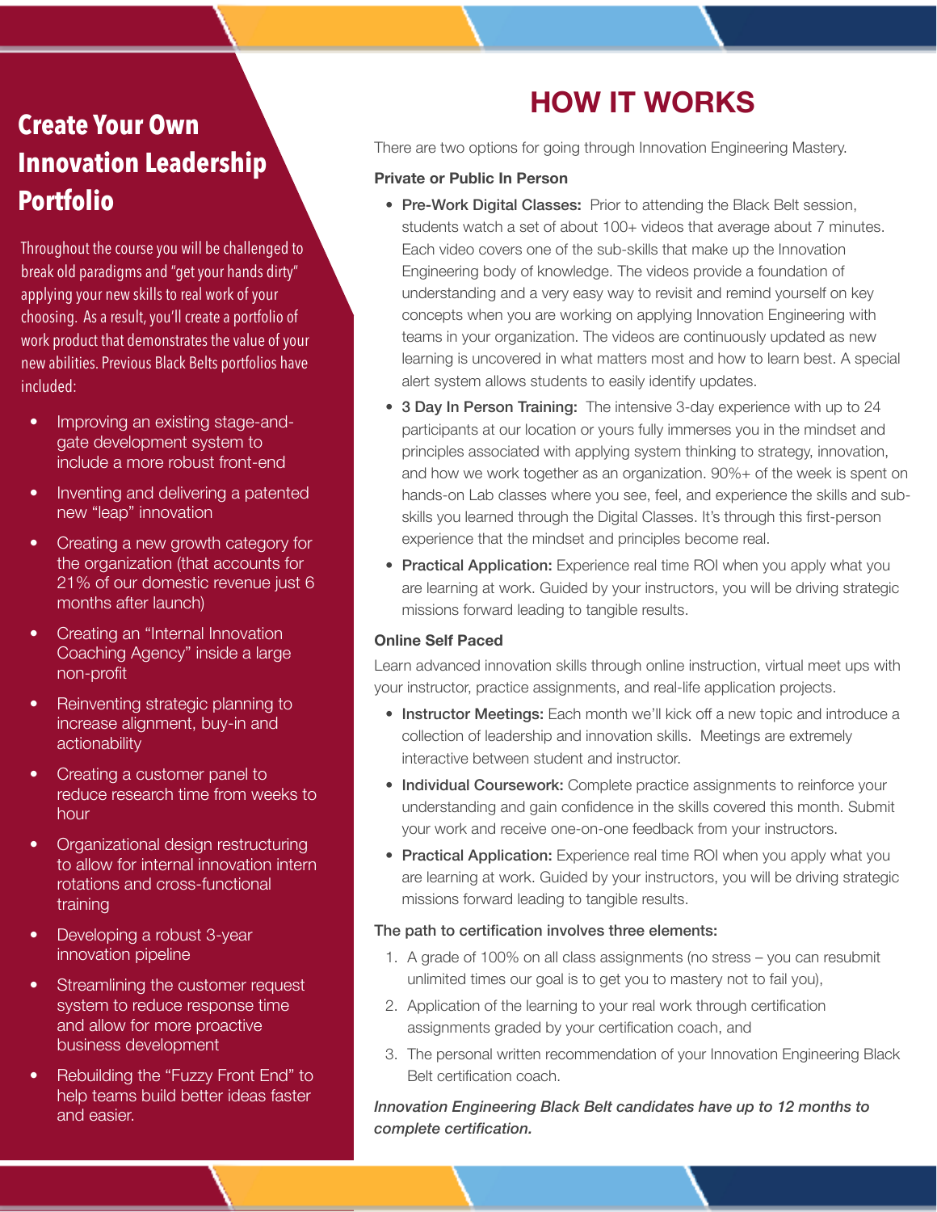## Create Your Own Innovation Leadership Portfolio

Throughout the course you will be challenged to break old paradigms and "get your hands dirty" applying your new skills to real work of your choosing. As a result, you'll create a portfolio of work product that demonstrates the value of your new abilities. Previous Black Belts portfolios have included:

- Improving an existing stage-and-gate development system to include a more robust front-end
- Inventing and delivering a patented new "leap" innovation
- Creating a new growth category for the organization (that accounts for 21% of our domestic revenue just 6 months after launch)
- Creating an "Internal Innovation Coaching Agency" inside a large non-profit
- Reinventing strategic planning to increase alignment, buy-in and actionability
- Creating a customer panel to reduce research time from weeks to hour
- Organizational design restructuring to allow for internal innovation intern rotations and cross-functional training
- Developing a robust 3-year innovation pipeline
- Streamlining the customer request system to reduce response time and allow for more proactive business development
- Rebuilding the "Fuzzy Front End" to help teams build better ideas faster and easier.

# HOW IT WORKS

There are two options for going through Innovation Engineering Mastery.

**Private or Public In Person**

- **Pre-Work Digital Classes:** Prior to attending the Black Belt session, students watch a set of about 100+ videos that average about 7 minutes. Each video covers one of the sub-skills that make up the Innovation Engineering body of knowledge. The videos provide a foundation of understanding and a very easy way to revisit and remind yourself on key concepts when you are working on applying Innovation Engineering with teams in your organization. The videos are continuously updated as new learning is uncovered in what matters most and how to learn best. A special alert system allows students to easily identify updates.
- **3 Day In Person Training:** The intensive 3-day experience with up to 24 participants at our location or yours fully immerses you in the mindset and principles associated with applying system thinking to strategy, innovation, and how we work together as an organization. 90%+ of the week is spent on hands-on Lab classes where you see, feel, and experience the skills and sub-skills you learned through the Digital Classes. It's through this first-person experience that the mindset and principles become real.
- **Practical Application:** Experience real time ROI when you apply what you are learning at work. Guided by your instructors, you will be driving strategic missions forward leading to tangible results.

**Online Self Paced**

Learn advanced innovation skills through online instruction, virtual meet ups with your instructor, practice assignments, and real-life application projects.

- **Instructor Meetings:** Each month we'll kick off a new topic and introduce a collection of leadership and innovation skills. Meetings are extremely interactive between student and instructor.
- **Individual Coursework:** Complete practice assignments to reinforce your understanding and gain confidence in the skills covered this month. Submit your work and receive one-on-one feedback from your instructors.
- **Practical Application:** Experience real time ROI when you apply what you are learning at work. Guided by your instructors, you will be driving strategic missions forward leading to tangible results.

**The path to certification involves three elements:**

1. A grade of 100% on all class assignments (no stress – you can resubmit unlimited times our goal is to get you to mastery not to fail you),
2. Application of the learning to your real work through certification assignments graded by your certification coach, and
3. The personal written recommendation of your Innovation Engineering Black Belt certification coach.

***Innovation Engineering Black Belt candidates have up to 12 months to complete certification.***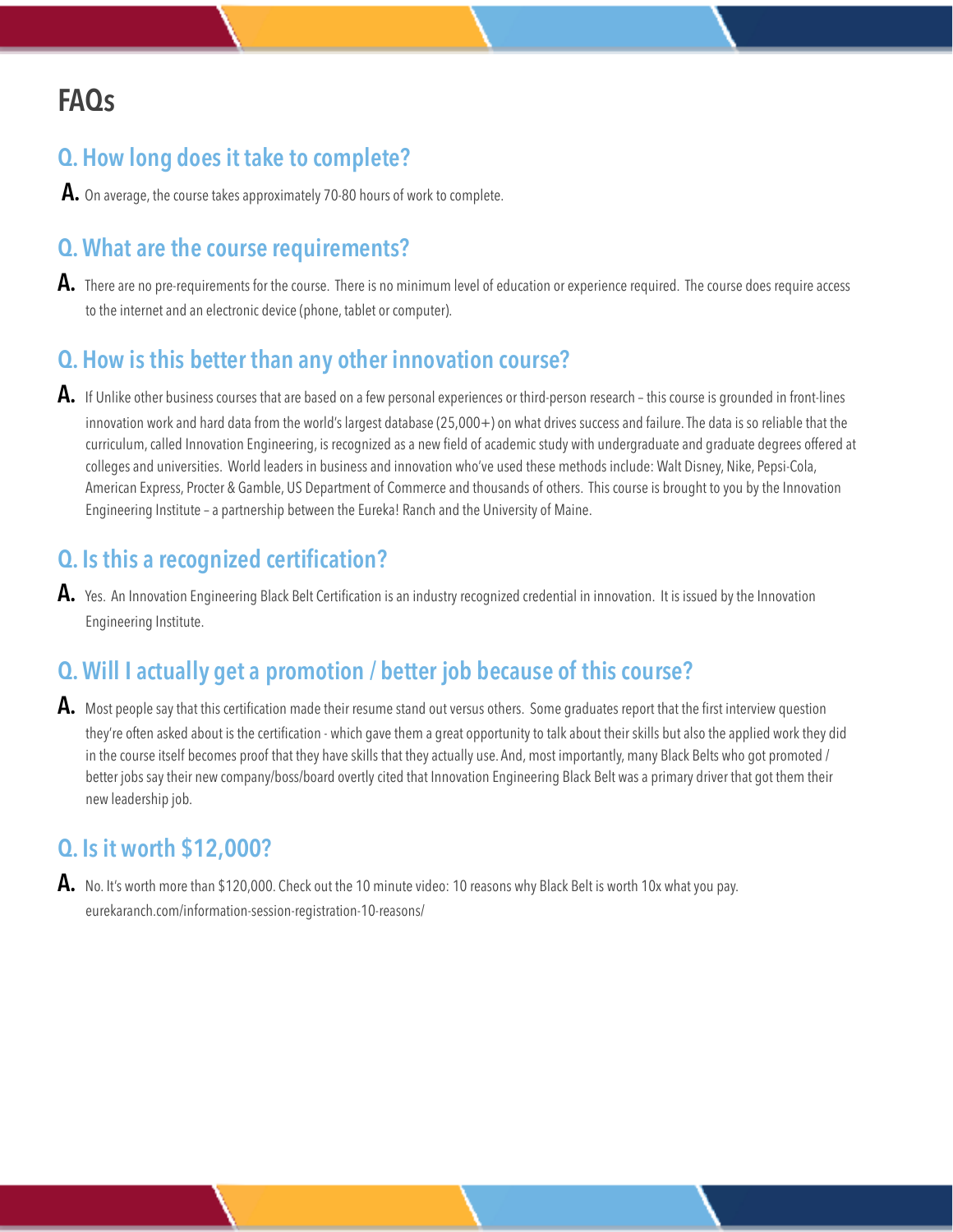# FAQs

## Q. How long does it take to complete?

**A.** On average, the course takes approximately 70-80 hours of work to complete.

## Q. What are the course requirements?

**A.** There are no pre-requirements for the course. There is no minimum level of education or experience required. The course does require access to the internet and an electronic device (phone, tablet or computer).

## Q. How is this better than any other innovation course?

**A.** If Unlike other business courses that are based on a few personal experiences or third-person research – this course is grounded in front-lines innovation work and hard data from the world's largest database (25,000+) on what drives success and failure. The data is so reliable that the curriculum, called Innovation Engineering, is recognized as a new field of academic study with undergraduate and graduate degrees offered at colleges and universities. World leaders in business and innovation who've used these methods include: Walt Disney, Nike, Pepsi-Cola, American Express, Procter & Gamble, US Department of Commerce and thousands of others. This course is brought to you by the Innovation Engineering Institute – a partnership between the Eureka! Ranch and the University of Maine.

## Q. Is this a recognized certification?

**A.** Yes. An Innovation Engineering Black Belt Certification is an industry recognized credential in innovation. It is issued by the Innovation Engineering Institute.

## Q. Will I actually get a promotion / better job because of this course?

**A.** Most people say that this certification made their resume stand out versus others. Some graduates report that the first interview question they're often asked about is the certification - which gave them a great opportunity to talk about their skills but also the applied work they did in the course itself becomes proof that they have skills that they actually use. And, most importantly, many Black Belts who got promoted / better jobs say their new company/boss/board overtly cited that Innovation Engineering Black Belt was a primary driver that got them their new leadership job.

## Q. Is it worth $12,000?

**A.** No. It's worth more than $120,000. Check out the 10 minute video: 10 reasons why Black Belt is worth 10x what you pay. eurekaranch.com/information-session-registration-10-reasons/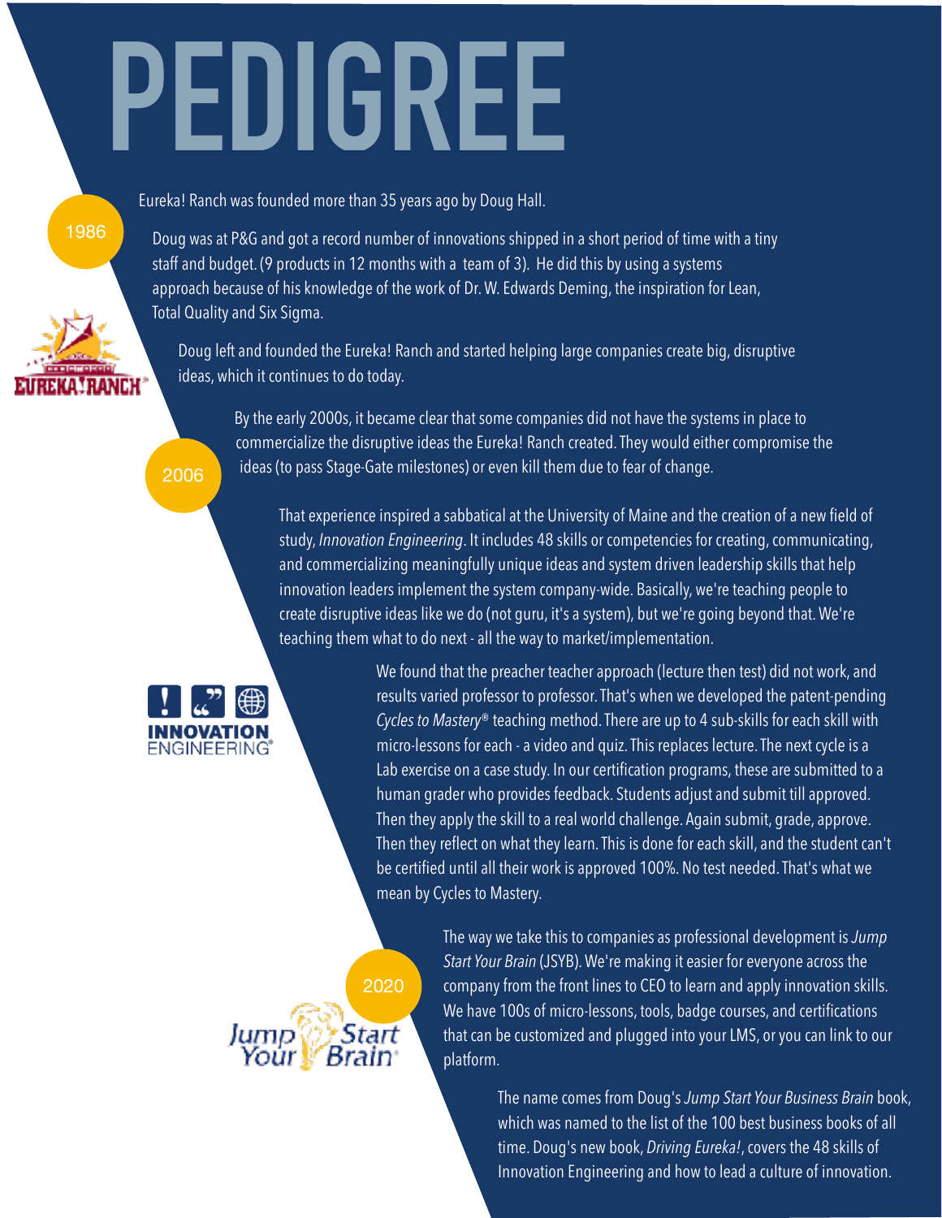# PEDIGREE

1986

Eureka! Ranch was founded more than 35 years ago by Doug Hall.

Doug was at P&G and got a record number of innovations shipped in a short period of time with a tiny staff and budget. (9 products in 12 months with a team of 3). He did this by using a systems approach because of his knowledge of the work of Dr. W. Edwards Deming, the inspiration for Lean, Total Quality and Six Sigma.

Doug left and founded the Eureka! Ranch and started helping large companies create big, disruptive ideas, which it continues to do today.

2006

By the early 2000s, it became clear that some companies did not have the systems in place to commercialize the disruptive ideas the Eureka! Ranch created. They would either compromise the ideas (to pass Stage-Gate milestones) or even kill them due to fear of change.

That experience inspired a sabbatical at the University of Maine and the creation of a new field of study, *Innovation Engineering*. It includes 48 skills or competencies for creating, communicating, and commercializing meaningfully unique ideas and system driven leadership skills that help innovation leaders implement the system company-wide. Basically, we're teaching people to create disruptive ideas like we do (not guru, it's a system), but we're going beyond that. We're teaching them what to do next - all the way to market/implementation.

We found that the preacher teacher approach (lecture then test) did not work, and results varied professor to professor. That's when we developed the patent-pending *Cycles to Mastery*® teaching method. There are up to 4 sub-skills for each skill with micro-lessons for each - a video and quiz. This replaces lecture. The next cycle is a Lab exercise on a case study. In our certification programs, these are submitted to a human grader who provides feedback. Students adjust and submit till approved. Then they apply the skill to a real world challenge. Again submit, grade, approve. Then they reflect on what they learn. This is done for each skill, and the student can't be certified until all their work is approved 100%. No test needed. That's what we mean by Cycles to Mastery.

2020

The way we take this to companies as professional development is *Jump Start Your Brain* (JSYB). We're making it easier for everyone across the company from the front lines to CEO to learn and apply innovation skills. We have 100s of micro-lessons, tools, badge courses, and certifications that can be customized and plugged into your LMS, or you can link to our platform.

The name comes from Doug's *Jump Start Your Business Brain* book, which was named to the list of the 100 best business books of all time. Doug's new book, *Driving Eureka!*, covers the 48 skills of Innovation Engineering and how to lead a culture of innovation.